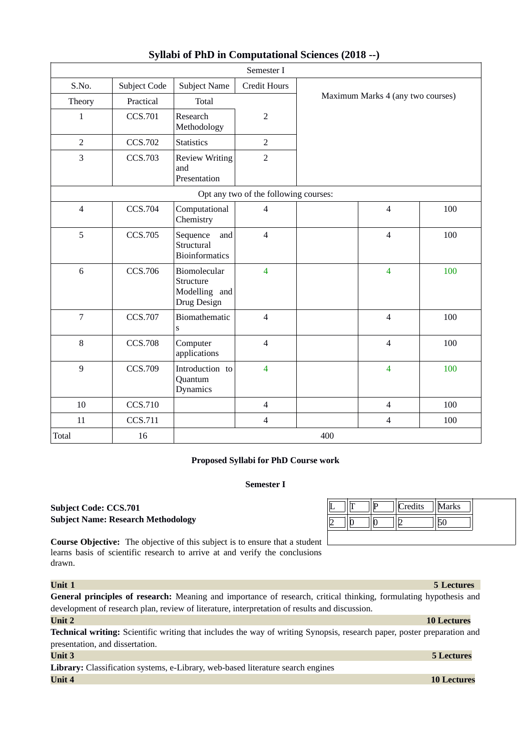# Syllabi of PhD in Computational Sciences (2018 --)

| Semester I | | | | | | |
|---|---|---|---|---|---|---|
| S.No. | Subject Code | Subject Name | Credit Hours | Maximum Marks 4 (any two courses) | | |
| Theory | Practical | Total | | | | |
| 1 | CCS.701 | Research Methodology | 2 | | | |
| 2 | CCS.702 | Statistics | 2 | | | |
| 3 | CCS.703 | Review Writing and Presentation | 2 | | | |
| Opt any two of the following courses: | | | | | | |
| 4 | CCS.704 | Computational Chemistry | 4 | | 4 | 100 |
| 5 | CCS.705 | Sequence and Structural Bioinformatics | 4 | | 4 | 100 |
| 6 | CCS.706 | Biomolecular Structure Modelling and Drug Design | 4 | | 4 | 100 |
| 7 | CCS.707 | Biomathematics | 4 | | 4 | 100 |
| 8 | CCS.708 | Computer applications | 4 | | 4 | 100 |
| 9 | CCS.709 | Introduction to Quantum Dynamics | 4 | | 4 | 100 |
| 10 | CCS.710 | | 4 | | 4 | 100 |
| 11 | CCS.711 | | 4 | | 4 | 100 |
| Total | 16 | 400 | | | | |

**Proposed Syllabi for PhD Course work**

**Semester I**

**Subject Code: CCS.701**
**Subject Name: Research Methodology**

| L | T | P | Credits | Marks |
|---|---|---|---|---|
| 2 | 0 | 0 | 2 | 50 |

**Course Objective:** The objective of this subject is to ensure that a student learns basis of scientific research to arrive at and verify the conclusions drawn.

**Unit 1** **5 Lectures**

**General principles of research:** Meaning and importance of research, critical thinking, formulating hypothesis and development of research plan, review of literature, interpretation of results and discussion.

**Unit 2** **10 Lectures**

**Technical writing:** Scientific writing that includes the way of writing Synopsis, research paper, poster preparation and presentation, and dissertation.

**Unit 3** **5 Lectures**

**Library:** Classification systems, e-Library, web-based literature search engines

**Unit 4** **10 Lectures**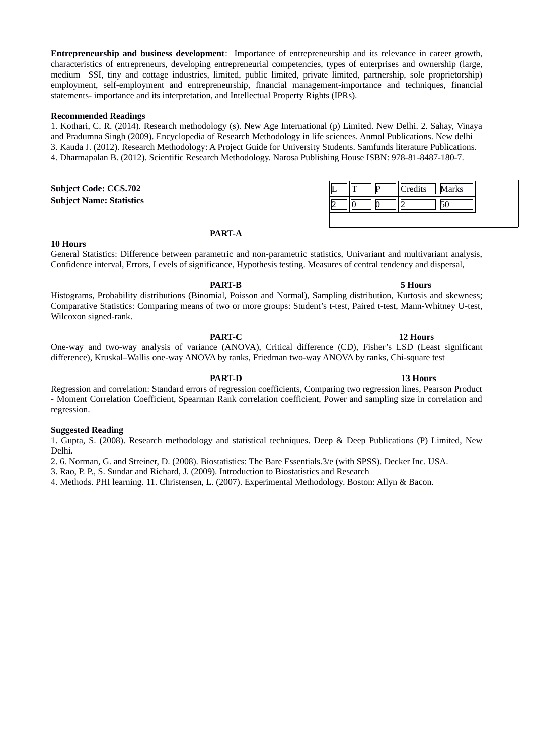**Entrepreneurship and business development**: Importance of entrepreneurship and its relevance in career growth, characteristics of entrepreneurs, developing entrepreneurial competencies, types of enterprises and ownership (large, medium SSI, tiny and cottage industries, limited, public limited, private limited, partnership, sole proprietorship) employment, self-employment and entrepreneurship, financial management-importance and techniques, financial statements- importance and its interpretation, and Intellectual Property Rights (IPRs).

**Recommended Readings**

1. Kothari, C. R. (2014). Research methodology (s). New Age International (p) Limited. New Delhi. 2. Sahay, Vinaya and Pradumna Singh (2009). Encyclopedia of Research Methodology in life sciences. Anmol Publications. New delhi
3. Kauda J. (2012). Research Methodology: A Project Guide for University Students. Samfunds literature Publications.
4. Dharmapalan B. (2012). Scientific Research Methodology. Narosa Publishing House ISBN: 978-81-8487-180-7.

**Subject Code: CCS.702**
**Subject Name: Statistics**

| L | T | P | Credits | Marks |
|---|---|---|---|---|
| 2 | 0 | 0 | 2 | 50 |

**PART-A**

**10 Hours**

General Statistics: Difference between parametric and non-parametric statistics, Univariant and multivariant analysis, Confidence interval, Errors, Levels of significance, Hypothesis testing. Measures of central tendency and dispersal,

**PART-B** **5 Hours**

Histograms, Probability distributions (Binomial, Poisson and Normal), Sampling distribution, Kurtosis and skewness; Comparative Statistics: Comparing means of two or more groups: Student's t-test, Paired t-test, Mann-Whitney U-test, Wilcoxon signed-rank.

**PART-C** **12 Hours**

One-way and two-way analysis of variance (ANOVA), Critical difference (CD), Fisher's LSD (Least significant difference), Kruskal–Wallis one-way ANOVA by ranks, Friedman two-way ANOVA by ranks, Chi-square test

**PART-D** **13 Hours**

Regression and correlation: Standard errors of regression coefficients, Comparing two regression lines, Pearson Product - Moment Correlation Coefficient, Spearman Rank correlation coefficient, Power and sampling size in correlation and regression.

**Suggested Reading**

1. Gupta, S. (2008). Research methodology and statistical techniques. Deep & Deep Publications (P) Limited, New Delhi.
2. 6. Norman, G. and Streiner, D. (2008). Biostatistics: The Bare Essentials.3/e (with SPSS). Decker Inc. USA.
3. Rao, P. P., S. Sundar and Richard, J. (2009). Introduction to Biostatistics and Research
4. Methods. PHI learning. 11. Christensen, L. (2007). Experimental Methodology. Boston: Allyn & Bacon.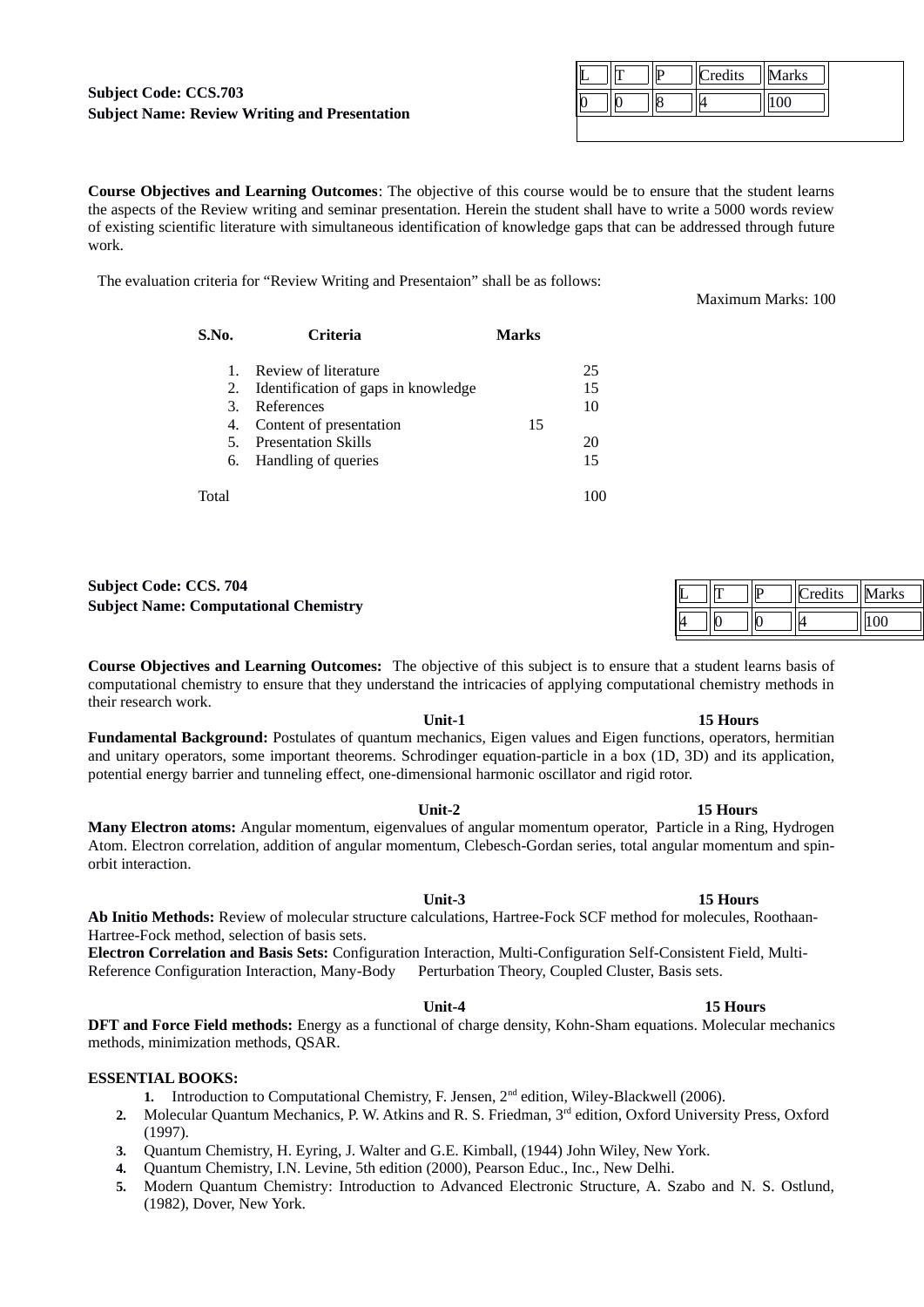**Subject Code: CCS.703**
**Subject Name: Review Writing and Presentation**

| L | T | P | Credits | Marks |
|---|---|---|---|---|
| 0 | 0 | 8 | 4 | 100 |

**Course Objectives and Learning Outcomes**: The objective of this course would be to ensure that the student learns the aspects of the Review writing and seminar presentation. Herein the student shall have to write a 5000 words review of existing scientific literature with simultaneous identification of knowledge gaps that can be addressed through future work.

The evaluation criteria for "Review Writing and Presentaion" shall be as follows:

Maximum Marks: 100

| S.No. | Criteria | Marks |
|---|---|---|
| 1. | Review of literature | 25 |
| 2. | Identification of gaps in knowledge | 15 |
| 3. | References | 10 |
| 4. | Content of presentation | 15 |
| 5. | Presentation Skills | 20 |
| 6. | Handling of queries | 15 |
| Total | | 100 |

**Subject Code: CCS. 704**
**Subject Name: Computational Chemistry**

| L | T | P | Credits | Marks |
|---|---|---|---|---|
| 4 | 0 | 0 | 4 | 100 |

**Course Objectives and Learning Outcomes:** The objective of this subject is to ensure that a student learns basis of computational chemistry to ensure that they understand the intricacies of applying computational chemistry methods in their research work.

**Unit-1 — 15 Hours**

**Fundamental Background:** Postulates of quantum mechanics, Eigen values and Eigen functions, operators, hermitian and unitary operators, some important theorems. Schrodinger equation-particle in a box (1D, 3D) and its application, potential energy barrier and tunneling effect, one-dimensional harmonic oscillator and rigid rotor.

**Unit-2 — 15 Hours**

**Many Electron atoms:** Angular momentum, eigenvalues of angular momentum operator, Particle in a Ring, Hydrogen Atom. Electron correlation, addition of angular momentum, Clebesch-Gordan series, total angular momentum and spin-orbit interaction.

**Unit-3 — 15 Hours**

**Ab Initio Methods:** Review of molecular structure calculations, Hartree-Fock SCF method for molecules, Roothaan-Hartree-Fock method, selection of basis sets.

**Electron Correlation and Basis Sets:** Configuration Interaction, Multi-Configuration Self-Consistent Field, Multi-Reference Configuration Interaction, Many-Body Perturbation Theory, Coupled Cluster, Basis sets.

**Unit-4 — 15 Hours**

**DFT and Force Field methods:** Energy as a functional of charge density, Kohn-Sham equations. Molecular mechanics methods, minimization methods, QSAR.

**ESSENTIAL BOOKS:**

1. Introduction to Computational Chemistry, F. Jensen, 2nd edition, Wiley-Blackwell (2006).
2. Molecular Quantum Mechanics, P. W. Atkins and R. S. Friedman, 3rd edition, Oxford University Press, Oxford (1997).
3. Quantum Chemistry, H. Eyring, J. Walter and G.E. Kimball, (1944) John Wiley, New York.
4. Quantum Chemistry, I.N. Levine, 5th edition (2000), Pearson Educ., Inc., New Delhi.
5. Modern Quantum Chemistry: Introduction to Advanced Electronic Structure, A. Szabo and N. S. Ostlund, (1982), Dover, New York.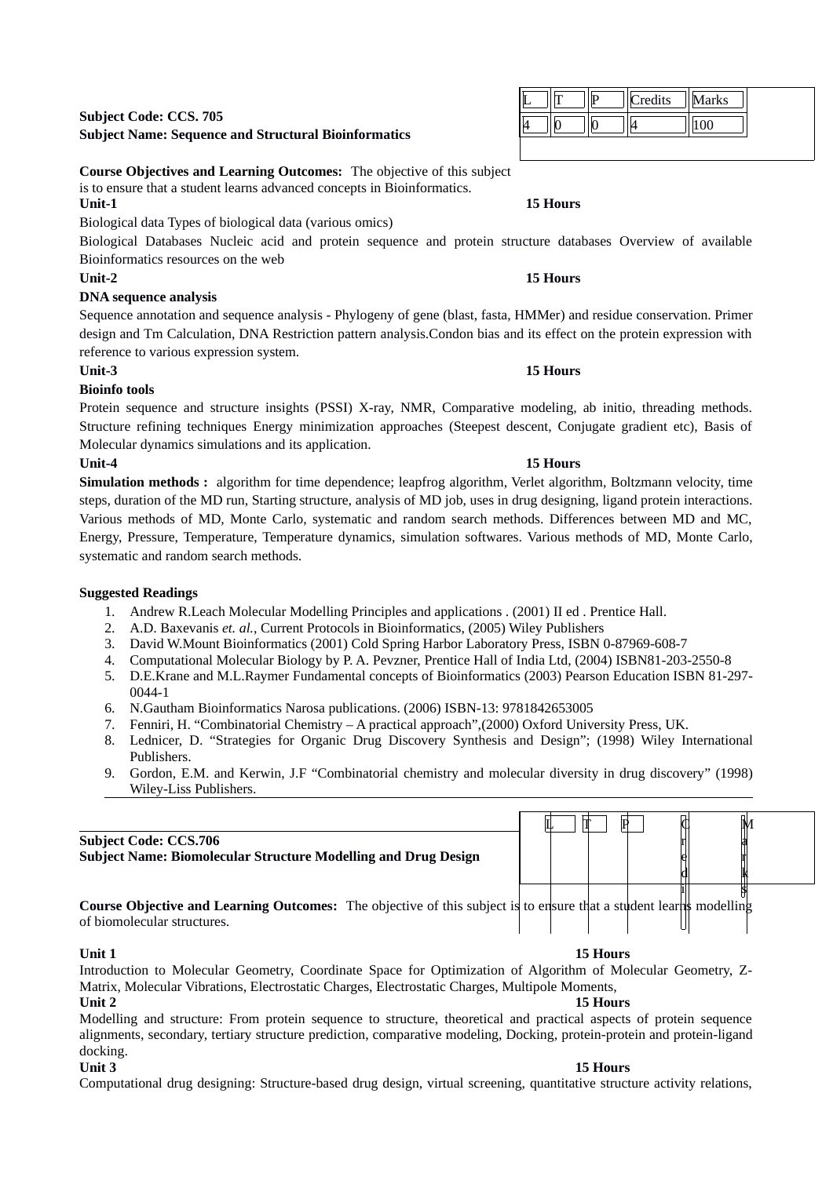**Subject Code: CCS. 705**
**Subject Name: Sequence and Structural Bioinformatics**

| L | T | P | Credits | Marks |
|---|---|---|---|---|
| 4 | 0 | 0 | 4 | 100 |

**Course Objectives and Learning Outcomes:** The objective of this subject is to ensure that a student learns advanced concepts in Bioinformatics.

**Unit-1** **15 Hours**

Biological data Types of biological data (various omics)

Biological Databases Nucleic acid and protein sequence and protein structure databases Overview of available Bioinformatics resources on the web

**Unit-2** **15 Hours**

**DNA sequence analysis**

Sequence annotation and sequence analysis - Phylogeny of gene (blast, fasta, HMMer) and residue conservation. Primer design and Tm Calculation, DNA Restriction pattern analysis.Condon bias and its effect on the protein expression with reference to various expression system.

**Unit-3** **15 Hours**

**Bioinfo tools**

Protein sequence and structure insights (PSSI) X-ray, NMR, Comparative modeling, ab initio, threading methods. Structure refining techniques Energy minimization approaches (Steepest descent, Conjugate gradient etc), Basis of Molecular dynamics simulations and its application.

**Unit-4** **15 Hours**

**Simulation methods :** algorithm for time dependence; leapfrog algorithm, Verlet algorithm, Boltzmann velocity, time steps, duration of the MD run, Starting structure, analysis of MD job, uses in drug designing, ligand protein interactions. Various methods of MD, Monte Carlo, systematic and random search methods. Differences between MD and MC, Energy, Pressure, Temperature, Temperature dynamics, simulation softwares. Various methods of MD, Monte Carlo, systematic and random search methods.

**Suggested Readings**

1. Andrew R.Leach Molecular Modelling Principles and applications . (2001) II ed . Prentice Hall.
2. A.D. Baxevanis *et. al.*, Current Protocols in Bioinformatics, (2005) Wiley Publishers
3. David W.Mount Bioinformatics (2001) Cold Spring Harbor Laboratory Press, ISBN 0-87969-608-7
4. Computational Molecular Biology by P. A. Pevzner, Prentice Hall of India Ltd, (2004) ISBN81-203-2550-8
5. D.E.Krane and M.L.Raymer Fundamental concepts of Bioinformatics (2003) Pearson Education ISBN 81-297-0044-1
6. N.Gautham Bioinformatics Narosa publications. (2006) ISBN-13: 9781842653005
7. Fenniri, H. "Combinatorial Chemistry – A practical approach",(2000) Oxford University Press, UK.
8. Lednicer, D. "Strategies for Organic Drug Discovery Synthesis and Design"; (1998) Wiley International Publishers.
9. Gordon, E.M. and Kerwin, J.F "Combinatorial chemistry and molecular diversity in drug discovery" (1998) Wiley-Liss Publishers.

---

**Subject Code: CCS.706**
**Subject Name: Biomolecular Structure Modelling and Drug Design**

| L | T | P | Credits | Marks |
|---|---|---|---|---|
| | | | | |

**Course Objective and Learning Outcomes:** The objective of this subject is to ensure that a student learns modelling of biomolecular structures.

**Unit 1** **15 Hours**

Introduction to Molecular Geometry, Coordinate Space for Optimization of Algorithm of Molecular Geometry, Z-Matrix, Molecular Vibrations, Electrostatic Charges, Electrostatic Charges, Multipole Moments,

**Unit 2** **15 Hours**

Modelling and structure: From protein sequence to structure, theoretical and practical aspects of protein sequence alignments, secondary, tertiary structure prediction, comparative modeling, Docking, protein-protein and protein-ligand docking.

**Unit 3** **15 Hours**

Computational drug designing: Structure-based drug design, virtual screening, quantitative structure activity relations,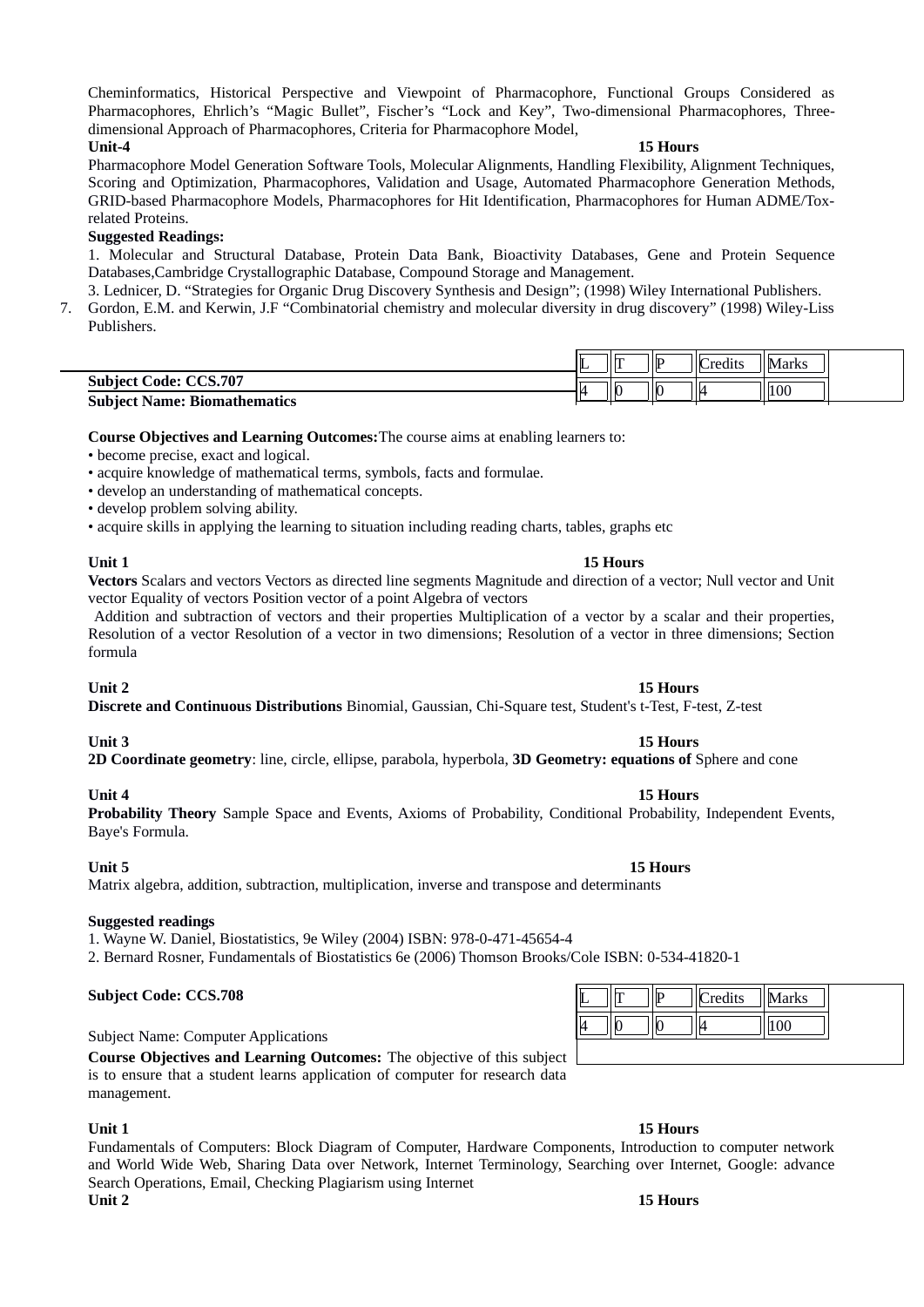Cheminformatics, Historical Perspective and Viewpoint of Pharmacophore, Functional Groups Considered as Pharmacophores, Ehrlich's "Magic Bullet", Fischer's "Lock and Key", Two-dimensional Pharmacophores, Three-dimensional Approach of Pharmacophores, Criteria for Pharmacophore Model,

**Unit-4** **15 Hours**

Pharmacophore Model Generation Software Tools, Molecular Alignments, Handling Flexibility, Alignment Techniques, Scoring and Optimization, Pharmacophores, Validation and Usage, Automated Pharmacophore Generation Methods, GRID-based Pharmacophore Models, Pharmacophores for Hit Identification, Pharmacophores for Human ADME/Tox-related Proteins.

**Suggested Readings:**

1. Molecular and Structural Database, Protein Data Bank, Bioactivity Databases, Gene and Protein Sequence Databases,Cambridge Crystallographic Database, Compound Storage and Management.

3. Lednicer, D. "Strategies for Organic Drug Discovery Synthesis and Design"; (1998) Wiley International Publishers.

7. Gordon, E.M. and Kerwin, J.F "Combinatorial chemistry and molecular diversity in drug discovery" (1998) Wiley-Liss Publishers.

**Subject Code: CCS.707**

**Subject Name: Biomathematics**

| L | T | P | Credits | Marks |
|---|---|---|---|---|
| 4 | 0 | 0 | 4 | 100 |

**Course Objectives and Learning Outcomes:** The course aims at enabling learners to:

- become precise, exact and logical.
- acquire knowledge of mathematical terms, symbols, facts and formulae.
- develop an understanding of mathematical concepts.
- develop problem solving ability.
- acquire skills in applying the learning to situation including reading charts, tables, graphs etc

**Unit 1** **15 Hours**

**Vectors** Scalars and vectors Vectors as directed line segments Magnitude and direction of a vector; Null vector and Unit vector Equality of vectors Position vector of a point Algebra of vectors

Addition and subtraction of vectors and their properties Multiplication of a vector by a scalar and their properties, Resolution of a vector Resolution of a vector in two dimensions; Resolution of a vector in three dimensions; Section formula

**Unit 2** **15 Hours**

**Discrete and Continuous Distributions** Binomial, Gaussian, Chi-Square test, Student's t-Test, F-test, Z-test

**Unit 3** **15 Hours**

**2D Coordinate geometry**: line, circle, ellipse, parabola, hyperbola, **3D Geometry: equations of** Sphere and cone

**Unit 4** **15 Hours**

**Probability Theory** Sample Space and Events, Axioms of Probability, Conditional Probability, Independent Events, Baye's Formula.

**Unit 5** **15 Hours**

Matrix algebra, addition, subtraction, multiplication, inverse and transpose and determinants

**Suggested readings**

1. Wayne W. Daniel, Biostatistics, 9e Wiley (2004) ISBN: 978-0-471-45654-4
2. Bernard Rosner, Fundamentals of Biostatistics 6e (2006) Thomson Brooks/Cole ISBN: 0-534-41820-1

**Subject Code: CCS.708**

Subject Name: Computer Applications

| L | T | P | Credits | Marks |
|---|---|---|---|---|
| 4 | 0 | 0 | 4 | 100 |

**Course Objectives and Learning Outcomes:** The objective of this subject is to ensure that a student learns application of computer for research data management.

**Unit 1** **15 Hours**

Fundamentals of Computers: Block Diagram of Computer, Hardware Components, Introduction to computer network and World Wide Web, Sharing Data over Network, Internet Terminology, Searching over Internet, Google: advance Search Operations, Email, Checking Plagiarism using Internet

**Unit 2** **15 Hours**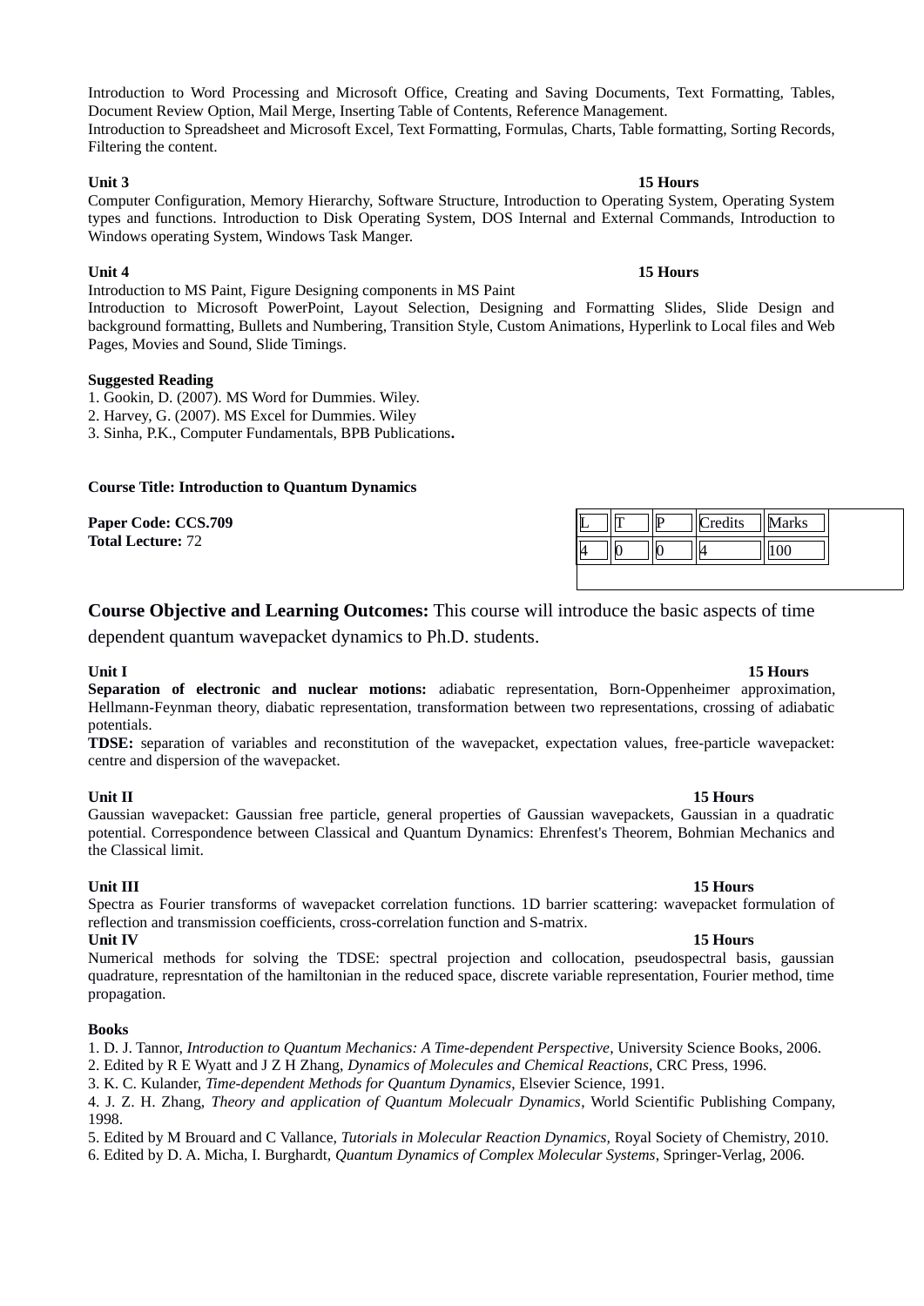Introduction to Word Processing and Microsoft Office, Creating and Saving Documents, Text Formatting, Tables, Document Review Option, Mail Merge, Inserting Table of Contents, Reference Management.
Introduction to Spreadsheet and Microsoft Excel, Text Formatting, Formulas, Charts, Table formatting, Sorting Records, Filtering the content.

**Unit 3** **15 Hours**
Computer Configuration, Memory Hierarchy, Software Structure, Introduction to Operating System, Operating System types and functions. Introduction to Disk Operating System, DOS Internal and External Commands, Introduction to Windows operating System, Windows Task Manger.

**Unit 4** **15 Hours**
Introduction to MS Paint, Figure Designing components in MS Paint
Introduction to Microsoft PowerPoint, Layout Selection, Designing and Formatting Slides, Slide Design and background formatting, Bullets and Numbering, Transition Style, Custom Animations, Hyperlink to Local files and Web Pages, Movies and Sound, Slide Timings.

**Suggested Reading**
1. Gookin, D. (2007). MS Word for Dummies. Wiley.
2. Harvey, G. (2007). MS Excel for Dummies. Wiley
3. Sinha, P.K., Computer Fundamentals, BPB Publications**.**

**Course Title: Introduction to Quantum Dynamics**

**Paper Code: CCS.709**
**Total Lecture:** 72

| L | T | P | Credits | Marks |
|---|---|---|---|---|
| 4 | 0 | 0 | 4 | 100 |

**Course Objective and Learning Outcomes:** This course will introduce the basic aspects of time dependent quantum wavepacket dynamics to Ph.D. students.

**Unit I** **15 Hours**
**Separation of electronic and nuclear motions:** adiabatic representation, Born-Oppenheimer approximation, Hellmann-Feynman theory, diabatic representation, transformation between two representations, crossing of adiabatic potentials.
**TDSE:** separation of variables and reconstitution of the wavepacket, expectation values, free-particle wavepacket: centre and dispersion of the wavepacket.

**Unit II** **15 Hours**
Gaussian wavepacket: Gaussian free particle, general properties of Gaussian wavepackets, Gaussian in a quadratic potential. Correspondence between Classical and Quantum Dynamics: Ehrenfest's Theorem, Bohmian Mechanics and the Classical limit.

**Unit III** **15 Hours**
Spectra as Fourier transforms of wavepacket correlation functions. 1D barrier scattering: wavepacket formulation of reflection and transmission coefficients, cross-correlation function and S-matrix.

**Unit IV** **15 Hours**
Numerical methods for solving the TDSE: spectral projection and collocation, pseudospectral basis, gaussian quadrature, represntation of the hamiltonian in the reduced space, discrete variable representation, Fourier method, time propagation.

**Books**
1. D. J. Tannor, *Introduction to Quantum Mechanics: A Time-dependent Perspective*, University Science Books, 2006.
2. Edited by R E Wyatt and J Z H Zhang, *Dynamics of Molecules and Chemical Reactions*, CRC Press, 1996.
3. K. C. Kulander, *Time-dependent Methods for Quantum Dynamics*, Elsevier Science, 1991.
4. J. Z. H. Zhang, *Theory and application of Quantum Molecualr Dynamics*, World Scientific Publishing Company, 1998.
5. Edited by M Brouard and C Vallance, *Tutorials in Molecular Reaction Dynamics,* Royal Society of Chemistry, 2010.
6. Edited by D. A. Micha, I. Burghardt, *Quantum Dynamics of Complex Molecular Systems*, Springer-Verlag, 2006.